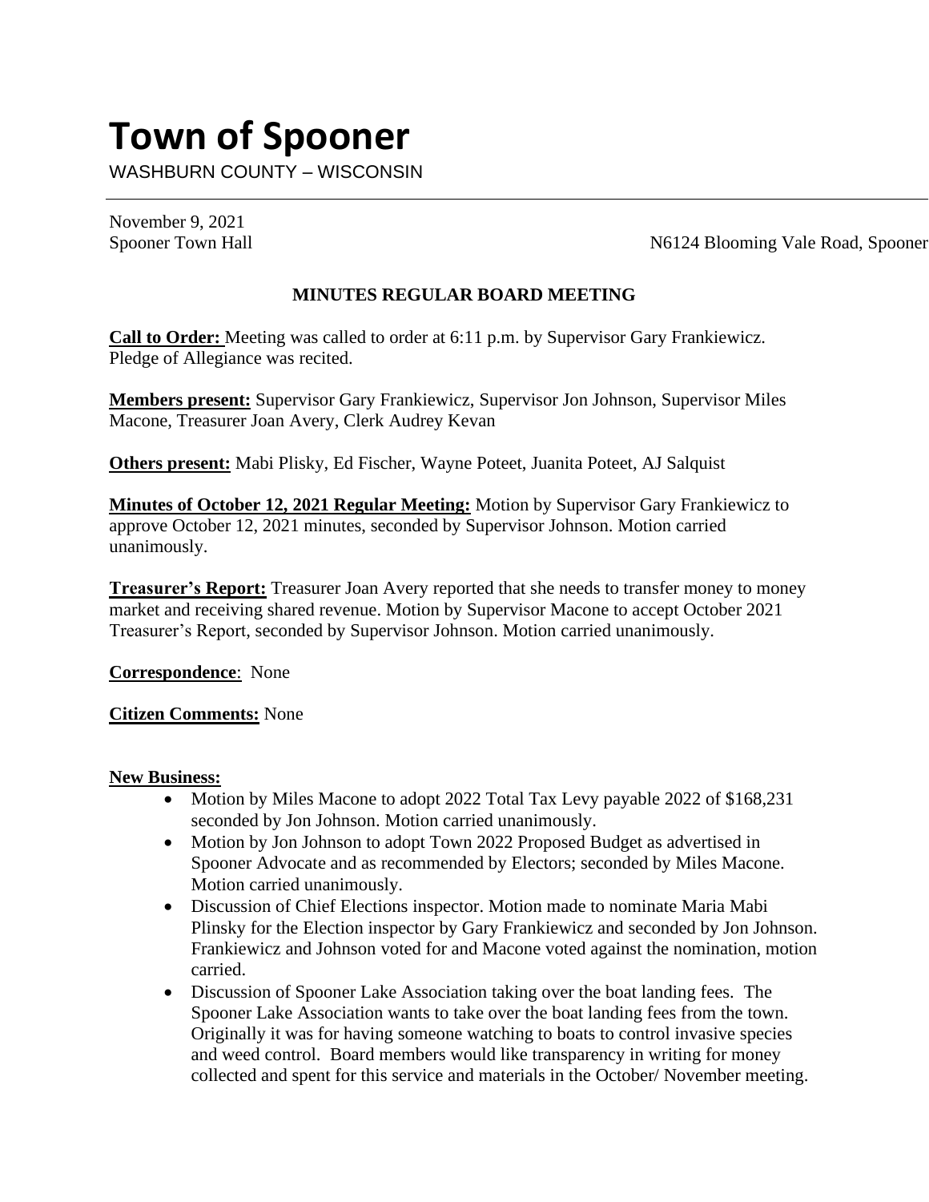# Town of Spooner

WASHBURN COUNTY – WISCONSIN

---

November 9, 2021
Spooner Town Hall N6124 Blooming Vale Road, Spooner

**MINUTES REGULAR BOARD MEETING**

**Call to Order:** Meeting was called to order at 6:11 p.m. by Supervisor Gary Frankiewicz. Pledge of Allegiance was recited.

**Members present:** Supervisor Gary Frankiewicz, Supervisor Jon Johnson, Supervisor Miles Macone, Treasurer Joan Avery, Clerk Audrey Kevan

**Others present:** Mabi Plisky, Ed Fischer, Wayne Poteet, Juanita Poteet, AJ Salquist

**Minutes of October 12, 2021 Regular Meeting:** Motion by Supervisor Gary Frankiewicz to approve October 12, 2021 minutes, seconded by Supervisor Johnson. Motion carried unanimously.

**Treasurer's Report:** Treasurer Joan Avery reported that she needs to transfer money to money market and receiving shared revenue. Motion by Supervisor Macone to accept October 2021 Treasurer's Report, seconded by Supervisor Johnson. Motion carried unanimously.

**Correspondence**: None

**Citizen Comments:** None

**New Business:**

- Motion by Miles Macone to adopt 2022 Total Tax Levy payable 2022 of $168,231 seconded by Jon Johnson. Motion carried unanimously.
- Motion by Jon Johnson to adopt Town 2022 Proposed Budget as advertised in Spooner Advocate and as recommended by Electors; seconded by Miles Macone. Motion carried unanimously.
- Discussion of Chief Elections inspector. Motion made to nominate Maria Mabi Plinsky for the Election inspector by Gary Frankiewicz and seconded by Jon Johnson. Frankiewicz and Johnson voted for and Macone voted against the nomination, motion carried.
- Discussion of Spooner Lake Association taking over the boat landing fees. The Spooner Lake Association wants to take over the boat landing fees from the town. Originally it was for having someone watching to boats to control invasive species and weed control. Board members would like transparency in writing for money collected and spent for this service and materials in the October/ November meeting.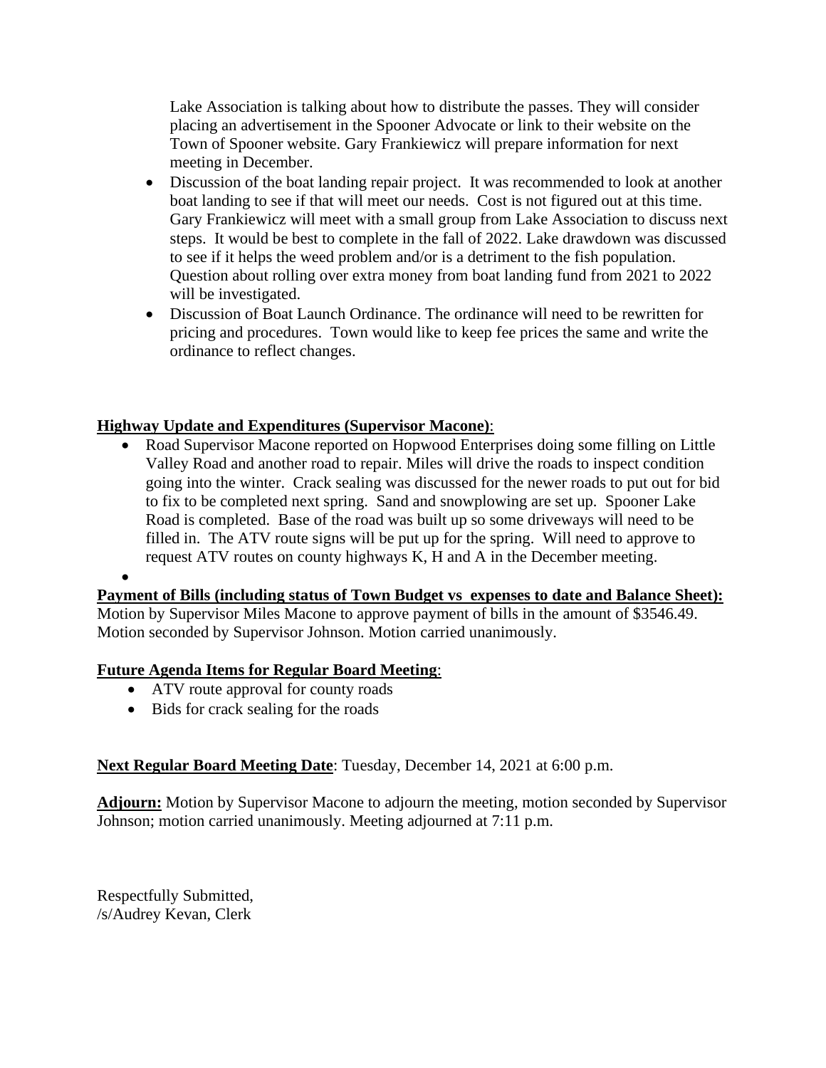Lake Association is talking about how to distribute the passes. They will consider placing an advertisement in the Spooner Advocate or link to their website on the Town of Spooner website. Gary Frankiewicz will prepare information for next meeting in December.

- Discussion of the boat landing repair project. It was recommended to look at another boat landing to see if that will meet our needs. Cost is not figured out at this time. Gary Frankiewicz will meet with a small group from Lake Association to discuss next steps. It would be best to complete in the fall of 2022. Lake drawdown was discussed to see if it helps the weed problem and/or is a detriment to the fish population. Question about rolling over extra money from boat landing fund from 2021 to 2022 will be investigated.
- Discussion of Boat Launch Ordinance. The ordinance will need to be rewritten for pricing and procedures. Town would like to keep fee prices the same and write the ordinance to reflect changes.

**Highway Update and Expenditures (Supervisor Macone)**:

- Road Supervisor Macone reported on Hopwood Enterprises doing some filling on Little Valley Road and another road to repair. Miles will drive the roads to inspect condition going into the winter. Crack sealing was discussed for the newer roads to put out for bid to fix to be completed next spring. Sand and snowplowing are set up. Spooner Lake Road is completed. Base of the road was built up so some driveways will need to be filled in. The ATV route signs will be put up for the spring. Will need to approve to request ATV routes on county highways K, H and A in the December meeting.

**Payment of Bills (including status of Town Budget vs expenses to date and Balance Sheet):**
Motion by Supervisor Miles Macone to approve payment of bills in the amount of $3546.49. Motion seconded by Supervisor Johnson. Motion carried unanimously.

**Future Agenda Items for Regular Board Meeting**:

- ATV route approval for county roads
- Bids for crack sealing for the roads

**Next Regular Board Meeting Date**: Tuesday, December 14, 2021 at 6:00 p.m.

**Adjourn:** Motion by Supervisor Macone to adjourn the meeting, motion seconded by Supervisor Johnson; motion carried unanimously. Meeting adjourned at 7:11 p.m.

Respectfully Submitted,
/s/Audrey Kevan, Clerk